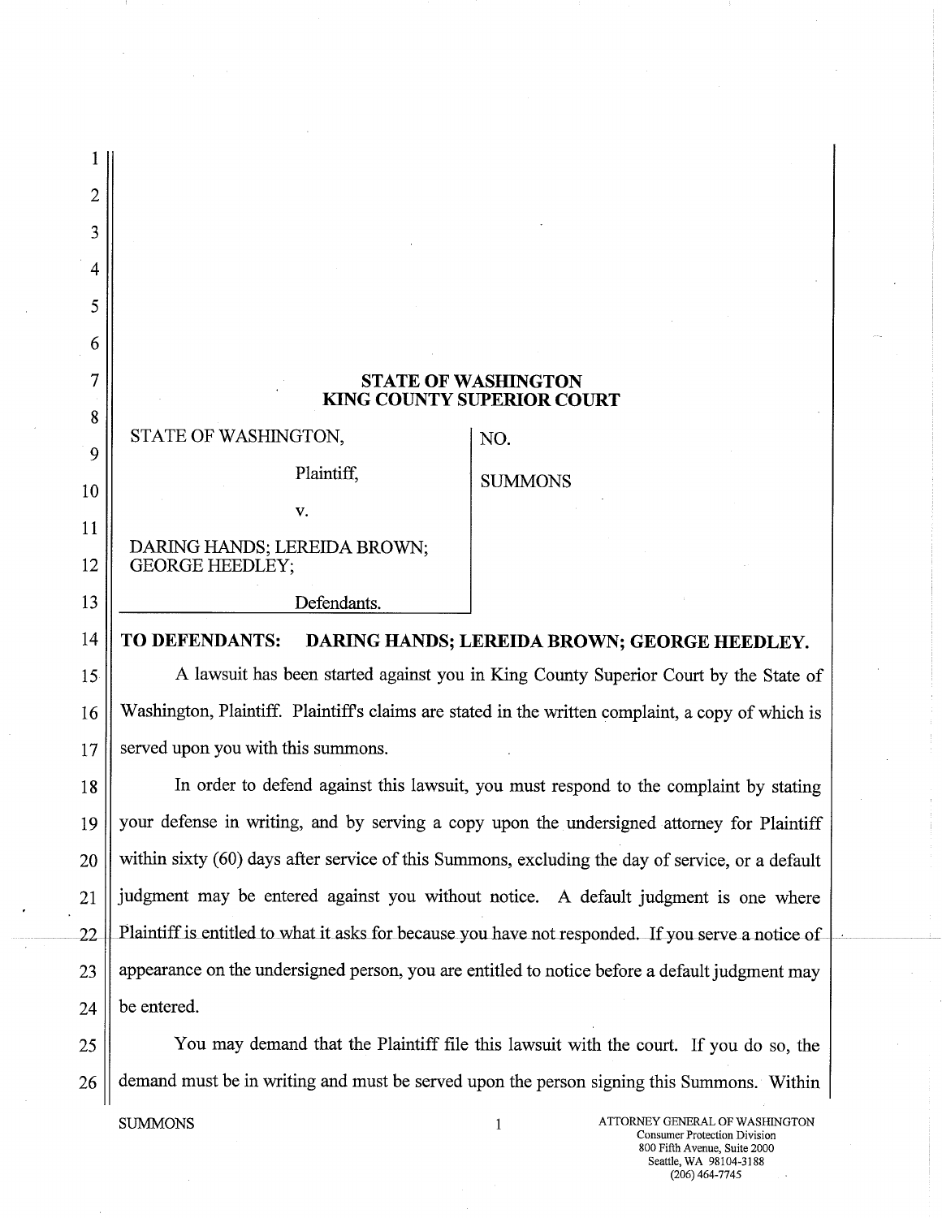**STATE OF WASHINGTON**
**KING COUNTY SUPERIOR COURT**

| | |
|---|---|
| STATE OF WASHINGTON, Plaintiff, v. DARING HANDS; LEREIDA BROWN; GEORGE HEEDLEY; Defendants. | NO. SUMMONS |

**TO DEFENDANTS: DARING HANDS; LEREIDA BROWN; GEORGE HEEDLEY.**

A lawsuit has been started against you in King County Superior Court by the State of Washington, Plaintiff. Plaintiff's claims are stated in the written complaint, a copy of which is served upon you with this summons.

In order to defend against this lawsuit, you must respond to the complaint by stating your defense in writing, and by serving a copy upon the undersigned attorney for Plaintiff within sixty (60) days after service of this Summons, excluding the day of service, or a default judgment may be entered against you without notice. A default judgment is one where Plaintiff is entitled to what it asks for because you have not responded. If you serve a notice of appearance on the undersigned person, you are entitled to notice before a default judgment may be entered.

You may demand that the Plaintiff file this lawsuit with the court. If you do so, the demand must be in writing and must be served upon the person signing this Summons. Within

ATTORNEY GENERAL OF WASHINGTON
Consumer Protection Division
800 Fifth Avenue, Suite 2000
Seattle, WA 98104-3188
(206) 464-7745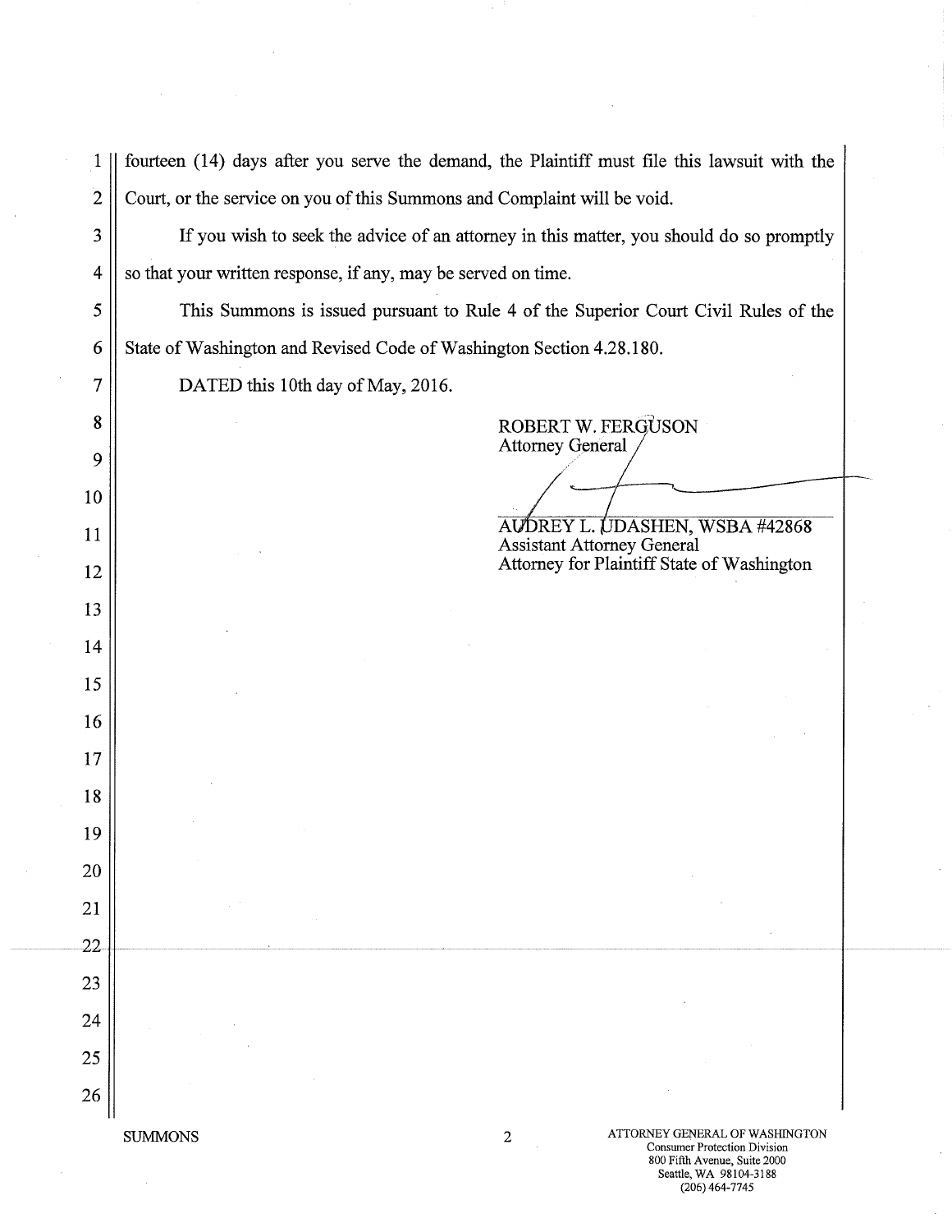fourteen (14) days after you serve the demand, the Plaintiff must file this lawsuit with the Court, or the service on you of this Summons and Complaint will be void.

If you wish to seek the advice of an attorney in this matter, you should do so promptly so that your written response, if any, may be served on time.

This Summons is issued pursuant to Rule 4 of the Superior Court Civil Rules of the State of Washington and Revised Code of Washington Section 4.28.180.

DATED this 10th day of May, 2016.

ROBERT W. FERGUSON
Attorney General

AUDREY L. UDASHEN, WSBA #42868
Assistant Attorney General
Attorney for Plaintiff State of Washington

SUMMONS

ATTORNEY GENERAL OF WASHINGTON
Consumer Protection Division
800 Fifth Avenue, Suite 2000
Seattle, WA 98104-3188
(206) 464-7745